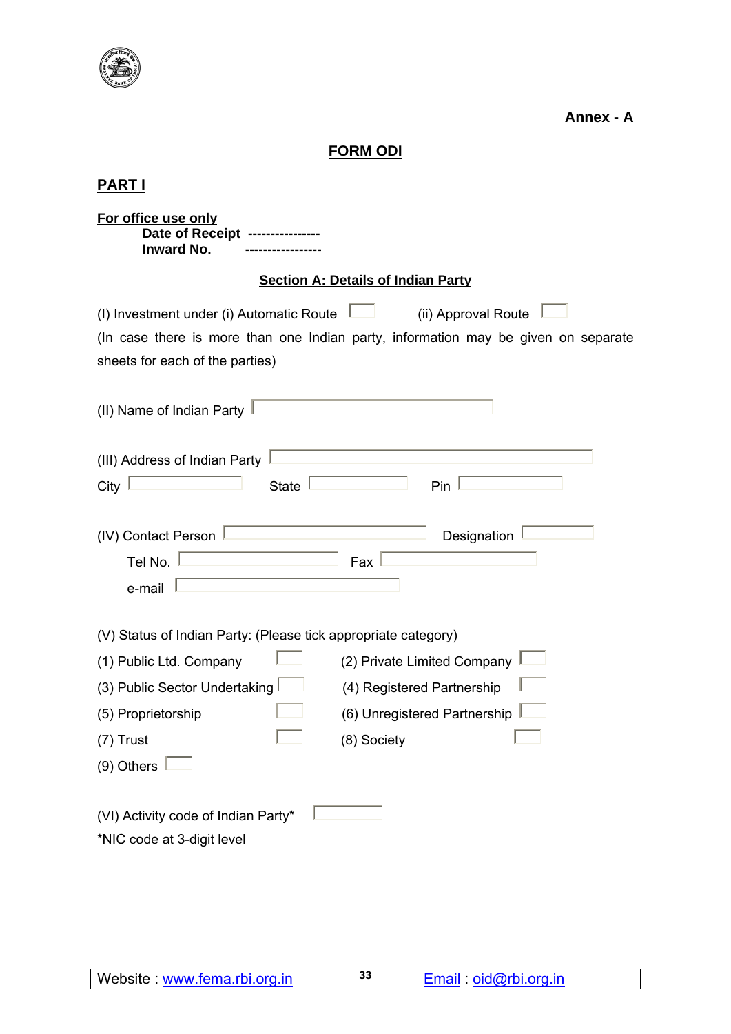**Annex - A**

# FORM ODI

## PART I

**For office use only**
**Date of Receipt ----------------**
**Inward No. -----------------**

### Section A: Details of Indian Party

(I) Investment under (i) Automatic Route ☐ (ii) Approval Route ☐

(In case there is more than one Indian party, information may be given on separate sheets for each of the parties)

(II) Name of Indian Party ☐

(III) Address of Indian Party ☐

City ☐ State ☐ Pin ☐

(IV) Contact Person ☐ Designation ☐

Tel No. ☐ Fax ☐

e-mail ☐

(V) Status of Indian Party: (Please tick appropriate category)

(1) Public Ltd. Company ☐ (2) Private Limited Company ☐

(3) Public Sector Undertaking ☐ (4) Registered Partnership ☐

(5) Proprietorship ☐ (6) Unregistered Partnership ☐

(7) Trust ☐ (8) Society ☐

(9) Others ☐

(VI) Activity code of Indian Party* ☐

*NIC code at 3-digit level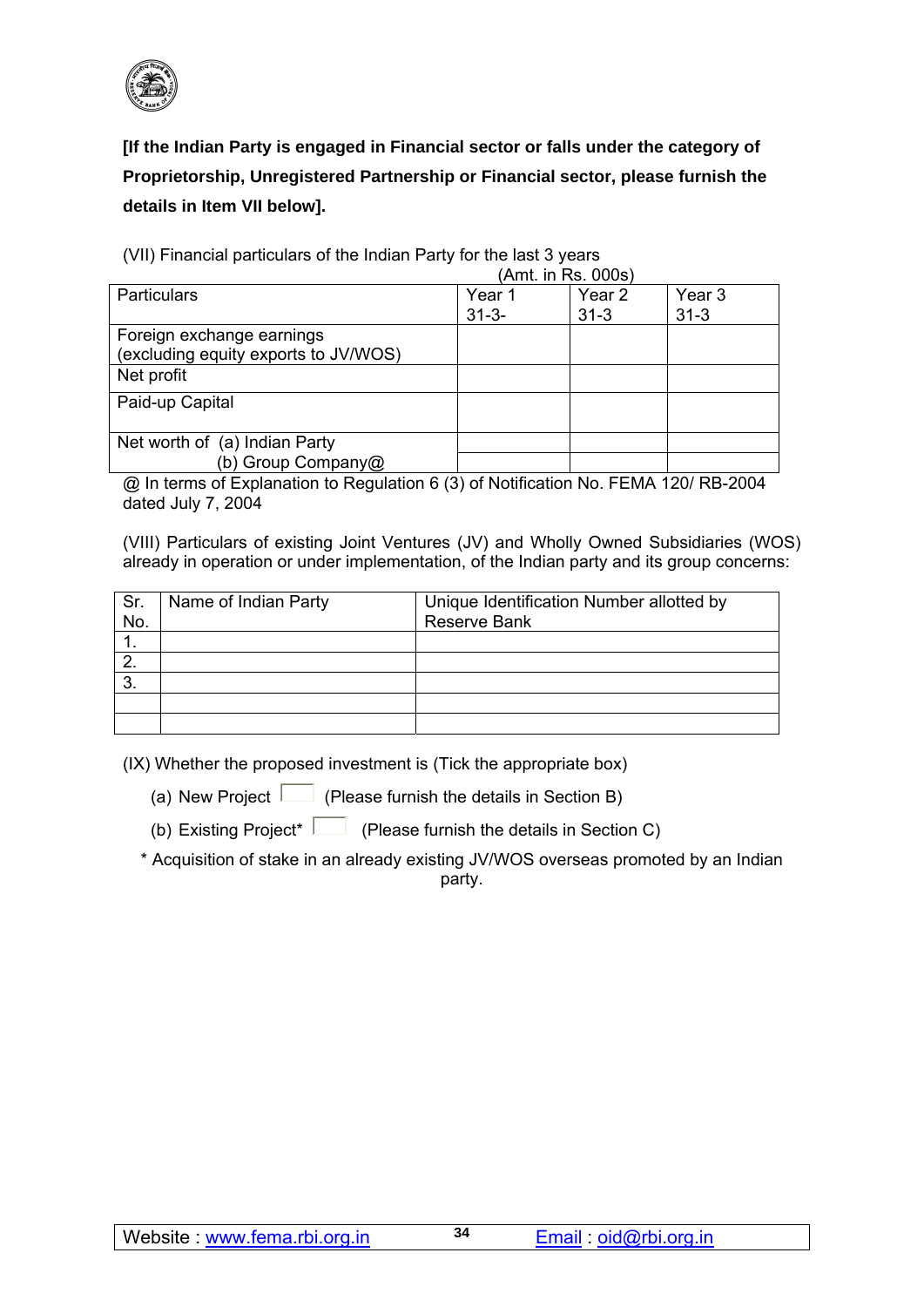**[If the Indian Party is engaged in Financial sector or falls under the category of Proprietorship, Unregistered Partnership or Financial sector, please furnish the details in Item VII below].**

(VII) Financial particulars of the Indian Party for the last 3 years

(Amt. in Rs. 000s)

| Particulars | Year 1 31-3- | Year 2 31-3 | Year 3 31-3 |
|---|---|---|---|
| Foreign exchange earnings (excluding equity exports to JV/WOS) | | | |
| Net profit | | | |
| Paid-up Capital | | | |
| Net worth of (a) Indian Party | | | |
| (b) Group Company@ | | | |

@ In terms of Explanation to Regulation 6 (3) of Notification No. FEMA 120/ RB-2004 dated July 7, 2004

(VIII) Particulars of existing Joint Ventures (JV) and Wholly Owned Subsidiaries (WOS) already in operation or under implementation, of the Indian party and its group concerns:

| Sr. No. | Name of Indian Party | Unique Identification Number allotted by Reserve Bank |
|---|---|---|
| 1. | | |
| 2. | | |
| 3. | | |
| | | |
| | | |

(IX) Whether the proposed investment is (Tick the appropriate box)

(a) New Project ☐ (Please furnish the details in Section B)

(b) Existing Project* ☐ (Please furnish the details in Section C)

\* Acquisition of stake in an already existing JV/WOS overseas promoted by an Indian party.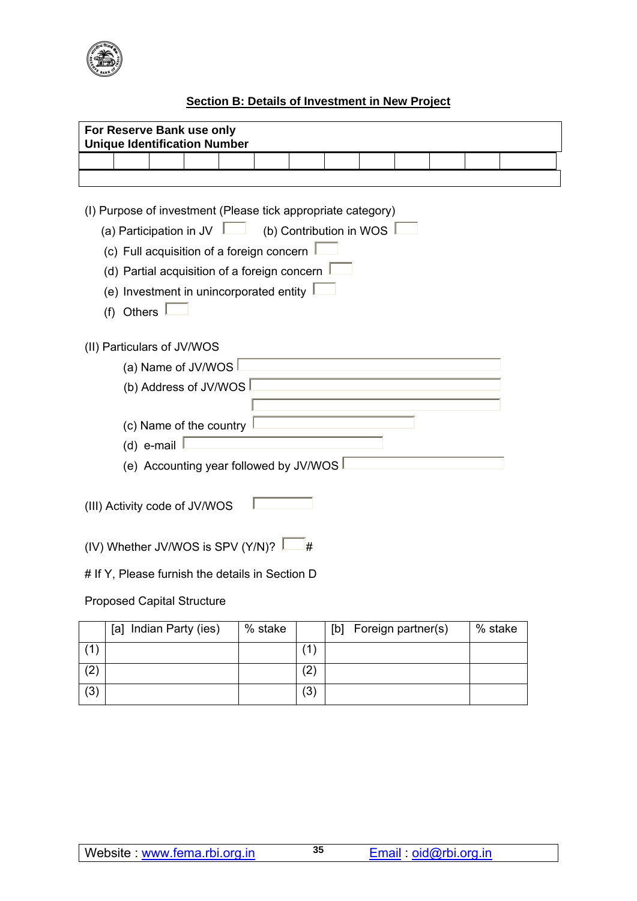## Section B: Details of Investment in New Project

| **For Reserve Bank use only** <br> **Unique Identification Number** |
|---|
| |

(I) Purpose of investment (Please tick appropriate category)

(a) Participation in JV ☐ (b) Contribution in WOS ☐

(c) Full acquisition of a foreign concern ☐

(d) Partial acquisition of a foreign concern ☐

(e) Investment in unincorporated entity ☐

(f) Others ☐

(II) Particulars of JV/WOS

(a) Name of JV/WOS

(b) Address of JV/WOS

(c) Name of the country

(d) e-mail

(e) Accounting year followed by JV/WOS

(III) Activity code of JV/WOS

(IV) Whether JV/WOS is SPV (Y/N)? ☐ #

# If Y, Please furnish the details in Section D

Proposed Capital Structure

| | [a] Indian Party (ies) | % stake | | [b] Foreign partner(s) | % stake |
|---|---|---|---|---|---|
| (1) | | | (1) | | |
| (2) | | | (2) | | |
| (3) | | | (3) | | |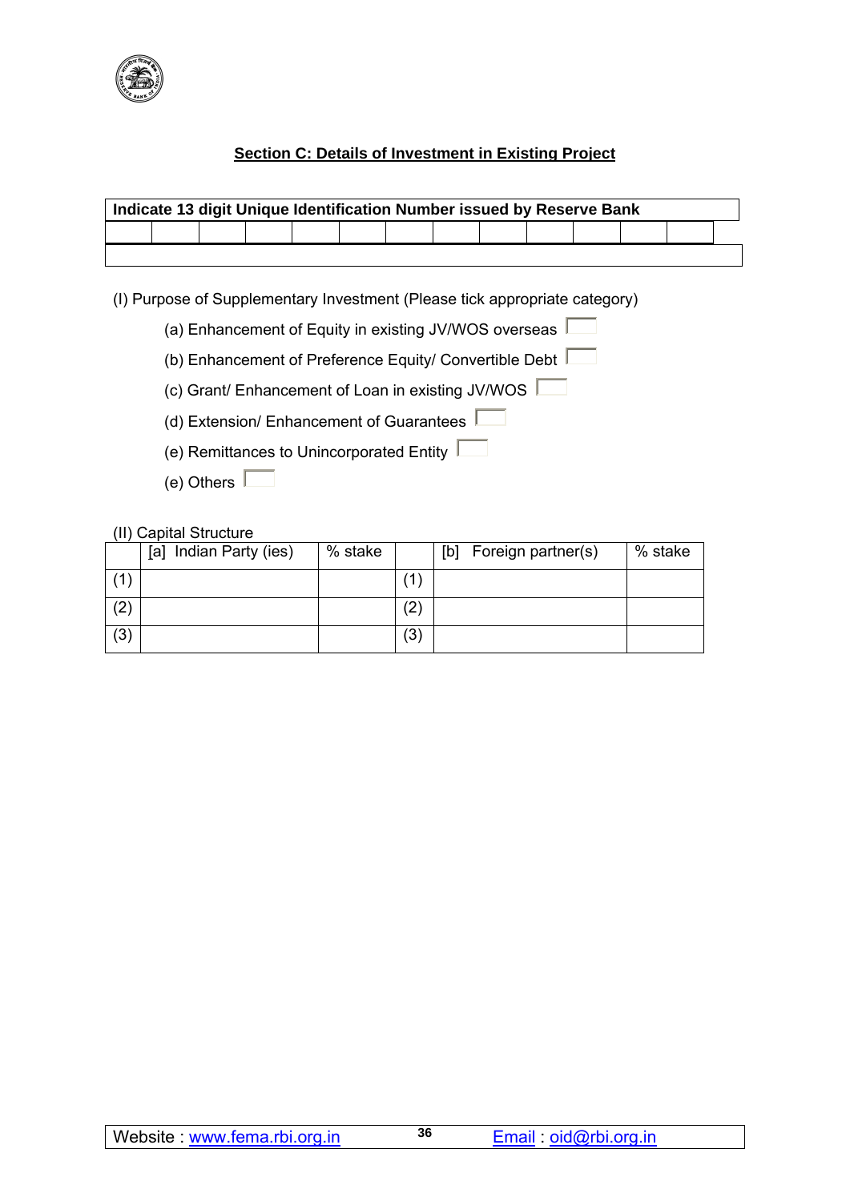## Section C: Details of Investment in Existing Project

| Indicate 13 digit Unique Identification Number issued by Reserve Bank | | | | | | | | | | | | |
|---|---|---|---|---|---|---|---|---|---|---|---|---|
| | | | | | | | | | | | | |
| | | | | | | | | | | | | |

(I) Purpose of Supplementary Investment (Please tick appropriate category)

- (a) Enhancement of Equity in existing JV/WOS overseas ☐
- (b) Enhancement of Preference Equity/ Convertible Debt ☐
- (c) Grant/ Enhancement of Loan in existing JV/WOS ☐
- (d) Extension/ Enhancement of Guarantees ☐
- (e) Remittances to Unincorporated Entity ☐
- (e) Others ☐

(II) Capital Structure

| | [a] Indian Party (ies) | % stake | | [b] Foreign partner(s) | % stake |
|---|---|---|---|---|---|
| (1) | | | (1) | | |
| (2) | | | (2) | | |
| (3) | | | (3) | | |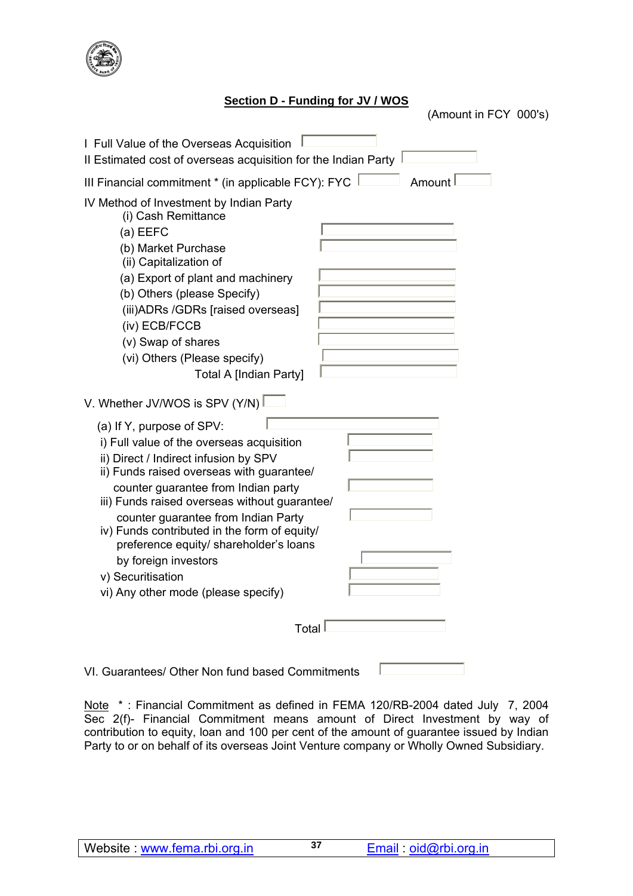## Section D - Funding for JV / WOS

(Amount in FCY 000's)

I Full Value of the Overseas Acquisition

II Estimated cost of overseas acquisition for the Indian Party

III Financial commitment * (in applicable FCY): FYC Amount

IV Method of Investment by Indian Party

- (i) Cash Remittance
  - (a) EEFC
  - (b) Market Purchase
- (ii) Capitalization of
  - (a) Export of plant and machinery
  - (b) Others (please Specify)
- (iii)ADRs /GDRs [raised overseas]
- (iv) ECB/FCCB
- (v) Swap of shares
- (vi) Others (Please specify)

Total A [Indian Party]

V. Whether JV/WOS is SPV (Y/N)

(a) If Y, purpose of SPV:

- i) Full value of the overseas acquisition
- ii) Direct / Indirect infusion by SPV
- ii) Funds raised overseas with guarantee/ counter guarantee from Indian party
- iii) Funds raised overseas without guarantee/ counter guarantee from Indian Party
- iv) Funds contributed in the form of equity/ preference equity/ shareholder's loans by foreign investors
- v) Securitisation
- vi) Any other mode (please specify)

Total

VI. Guarantees/ Other Non fund based Commitments

Note * : Financial Commitment as defined in FEMA 120/RB-2004 dated July 7, 2004 Sec 2(f)- Financial Commitment means amount of Direct Investment by way of contribution to equity, loan and 100 per cent of the amount of guarantee issued by Indian Party to or on behalf of its overseas Joint Venture company or Wholly Owned Subsidiary.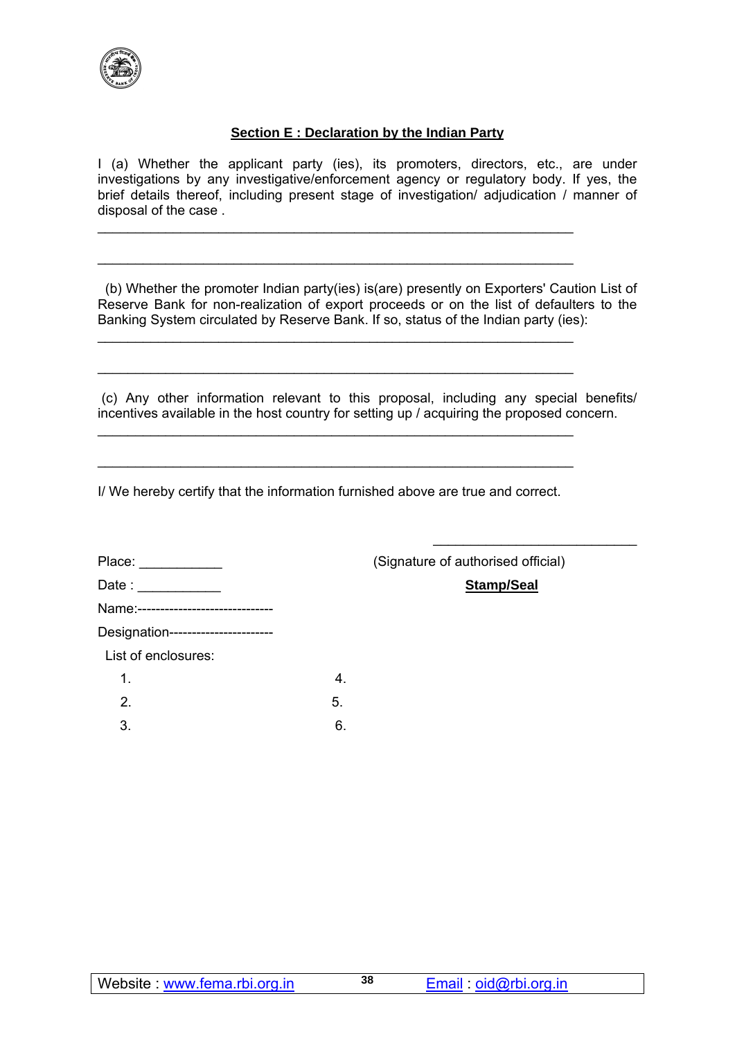## Section E : Declaration by the Indian Party

I (a) Whether the applicant party (ies), its promoters, directors, etc., are under investigations by any investigative/enforcement agency or regulatory body. If yes, the brief details thereof, including present stage of investigation/ adjudication / manner of disposal of the case .

_______________________________________________________________

_______________________________________________________________

(b) Whether the promoter Indian party(ies) is(are) presently on Exporters' Caution List of Reserve Bank for non-realization of export proceeds or on the list of defaulters to the Banking System circulated by Reserve Bank. If so, status of the Indian party (ies):

_______________________________________________________________

_______________________________________________________________

(c) Any other information relevant to this proposal, including any special benefits/ incentives available in the host country for setting up / acquiring the proposed concern.

_______________________________________________________________

_______________________________________________________________

I/ We hereby certify that the information furnished above are true and correct.

___________________________

Place: ___________ (Signature of authorised official)

Date : ___________ **Stamp/Seal**

Name:------------------------------

Designation-----------------------

List of enclosures:

1. 
2. 
3. 
4. 
5. 
6.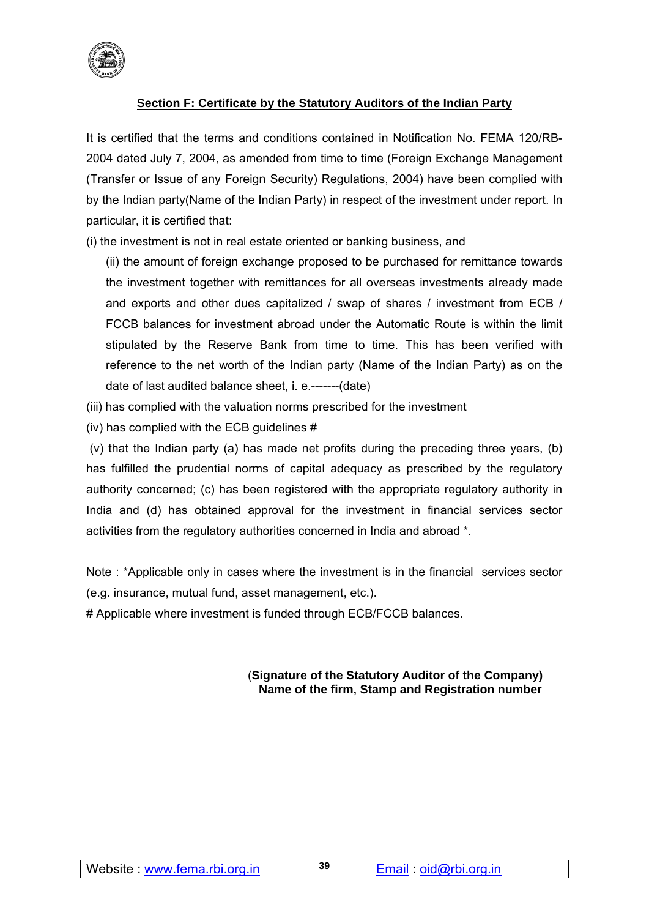## Section F: Certificate by the Statutory Auditors of the Indian Party

It is certified that the terms and conditions contained in Notification No. FEMA 120/RB-2004 dated July 7, 2004, as amended from time to time (Foreign Exchange Management (Transfer or Issue of any Foreign Security) Regulations, 2004) have been complied with by the Indian party(Name of the Indian Party) in respect of the investment under report. In particular, it is certified that:

(i) the investment is not in real estate oriented or banking business, and

(ii) the amount of foreign exchange proposed to be purchased for remittance towards the investment together with remittances for all overseas investments already made and exports and other dues capitalized / swap of shares / investment from ECB / FCCB balances for investment abroad under the Automatic Route is within the limit stipulated by the Reserve Bank from time to time. This has been verified with reference to the net worth of the Indian party (Name of the Indian Party) as on the date of last audited balance sheet, i. e.-------(date)

(iii) has complied with the valuation norms prescribed for the investment

(iv) has complied with the ECB guidelines #

(v) that the Indian party (a) has made net profits during the preceding three years, (b) has fulfilled the prudential norms of capital adequacy as prescribed by the regulatory authority concerned; (c) has been registered with the appropriate regulatory authority in India and (d) has obtained approval for the investment in financial services sector activities from the regulatory authorities concerned in India and abroad *.

Note : *Applicable only in cases where the investment is in the financial services sector (e.g. insurance, mutual fund, asset management, etc.).

# Applicable where investment is funded through ECB/FCCB balances.

**(Signature of the Statutory Auditor of the Company)**
**Name of the firm, Stamp and Registration number**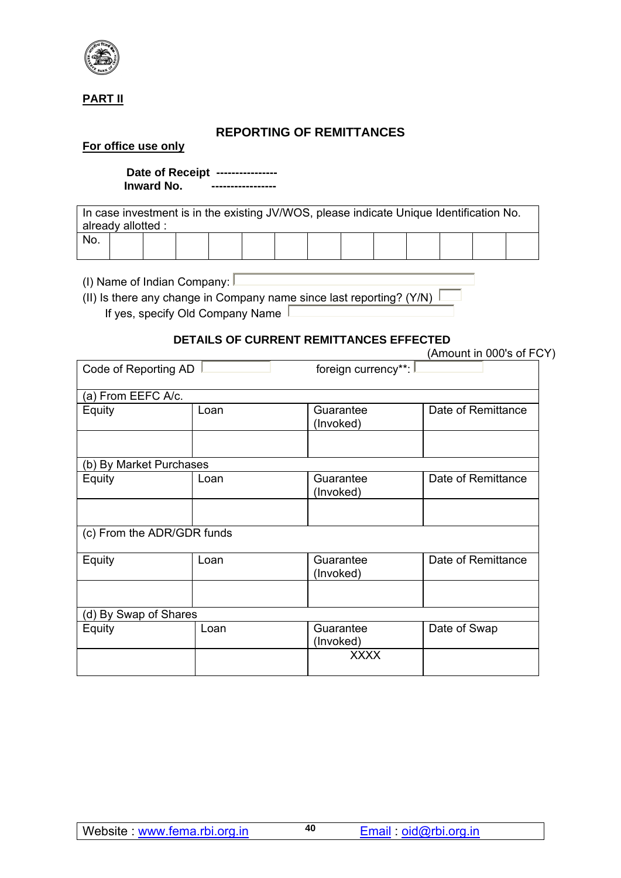**PART II**

## REPORTING OF REMITTANCES

**For office use only**

**Date of Receipt ----------------**
**Inward No. -----------------**

| In case investment is in the existing JV/WOS, please indicate Unique Identification No. already allotted : | | | | | | | | | | | | | |
|---|---|---|---|---|---|---|---|---|---|---|---|---|---|
| No. | | | | | | | | | | | | | |

(I) Name of Indian Company:

(II) Is there any change in Company name since last reporting? (Y/N)

If yes, specify Old Company Name

### DETAILS OF CURRENT REMITTANCES EFFECTED

(Amount in 000's of FCY)

| Code of Reporting AD | | foreign currency**: | |
|---|---|---|---|
| (a) From EEFC A/c. | | | |
| Equity | Loan | Guarantee (Invoked) | Date of Remittance |
| | | | |
| (b) By Market Purchases | | | |
| Equity | Loan | Guarantee (Invoked) | Date of Remittance |
| | | | |
| (c) From the ADR/GDR funds | | | |
| Equity | Loan | Guarantee (Invoked) | Date of Remittance |
| | | | |
| (d) By Swap of Shares | | | |
| Equity | Loan | Guarantee (Invoked) | Date of Swap |
| | | XXXX | |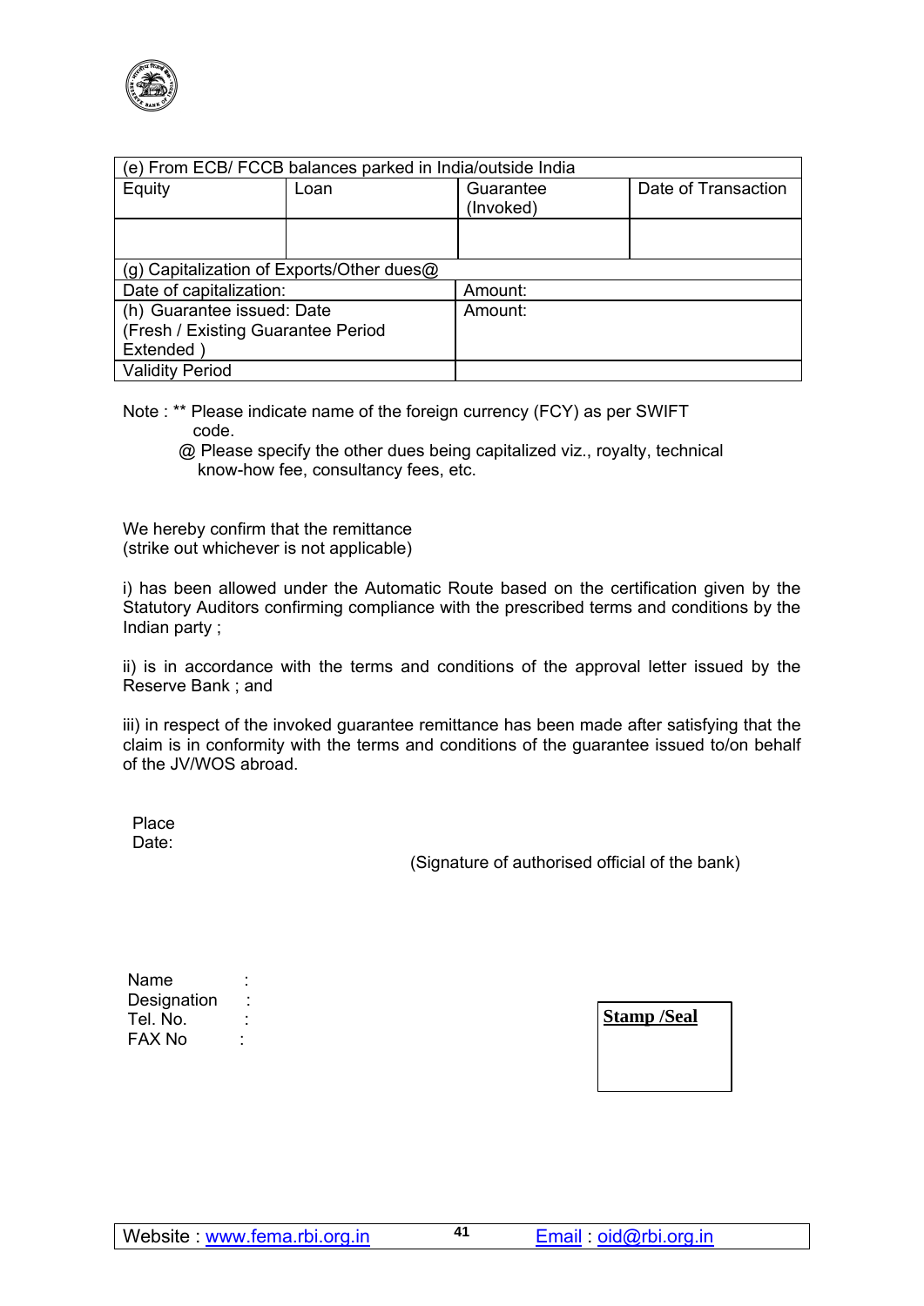| (e) From ECB/ FCCB balances parked in India/outside India | | | |
|---|---|---|---|
| Equity | Loan | Guarantee (Invoked) | Date of Transaction |
| | | | |
| (g) Capitalization of Exports/Other dues@ | | | |
| Date of capitalization: | | Amount: | |
| (h) Guarantee issued: Date (Fresh / Existing Guarantee Period Extended ) | | Amount: | |
| Validity Period | | | |

Note : ** Please indicate name of the foreign currency (FCY) as per SWIFT code.

@ Please specify the other dues being capitalized viz., royalty, technical know-how fee, consultancy fees, etc.

We hereby confirm that the remittance
(strike out whichever is not applicable)

i) has been allowed under the Automatic Route based on the certification given by the Statutory Auditors confirming compliance with the prescribed terms and conditions by the Indian party ;

ii) is in accordance with the terms and conditions of the approval letter issued by the Reserve Bank ; and

iii) in respect of the invoked guarantee remittance has been made after satisfying that the claim is in conformity with the terms and conditions of the guarantee issued to/on behalf of the JV/WOS abroad.

Place
Date:

(Signature of authorised official of the bank)

Name :
Designation :
Tel. No. :
FAX No :

**Stamp /Seal**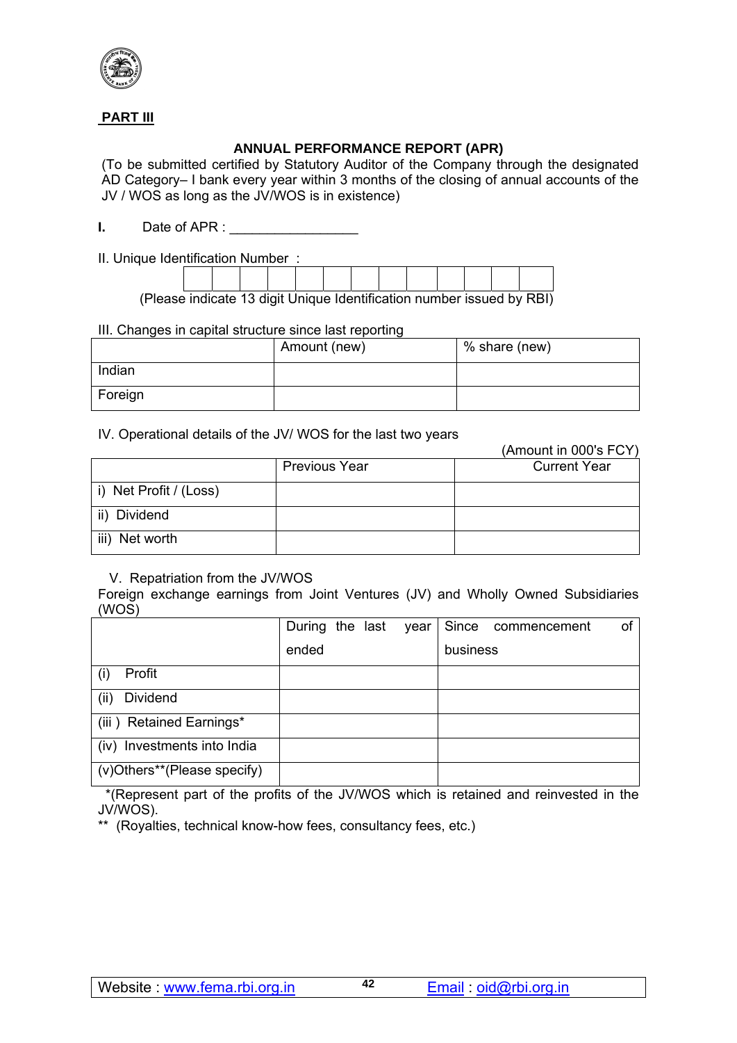**PART III**

**ANNUAL PERFORMANCE REPORT (APR)**

(To be submitted certified by Statutory Auditor of the Company through the designated AD Category– I bank every year within 3 months of the closing of annual accounts of the JV / WOS as long as the JV/WOS is in existence)

**I.** Date of APR : _________________

II. Unique Identification Number :

| | | | | | | | | | | | | |
|---|---|---|---|---|---|---|---|---|---|---|---|---|
| | | | | | | | | | | | | |

(Please indicate 13 digit Unique Identification number issued by RBI)

III. Changes in capital structure since last reporting

| | Amount (new) | % share (new) |
|---|---|---|
| Indian | | |
| Foreign | | |

IV. Operational details of the JV/ WOS for the last two years

(Amount in 000's FCY)

| | Previous Year | Current Year |
|---|---|---|
| i) Net Profit / (Loss) | | |
| ii) Dividend | | |
| iii) Net worth | | |

V. Repatriation from the JV/WOS

Foreign exchange earnings from Joint Ventures (JV) and Wholly Owned Subsidiaries (WOS)

| | During the last year ended | Since commencement of business |
|---|---|---|
| (i) Profit | | |
| (ii) Dividend | | |
| (iii ) Retained Earnings* | | |
| (iv) Investments into India | | |
| (v)Others**(Please specify) | | |

*(Represent part of the profits of the JV/WOS which is retained and reinvested in the JV/WOS).

** (Royalties, technical know-how fees, consultancy fees, etc.)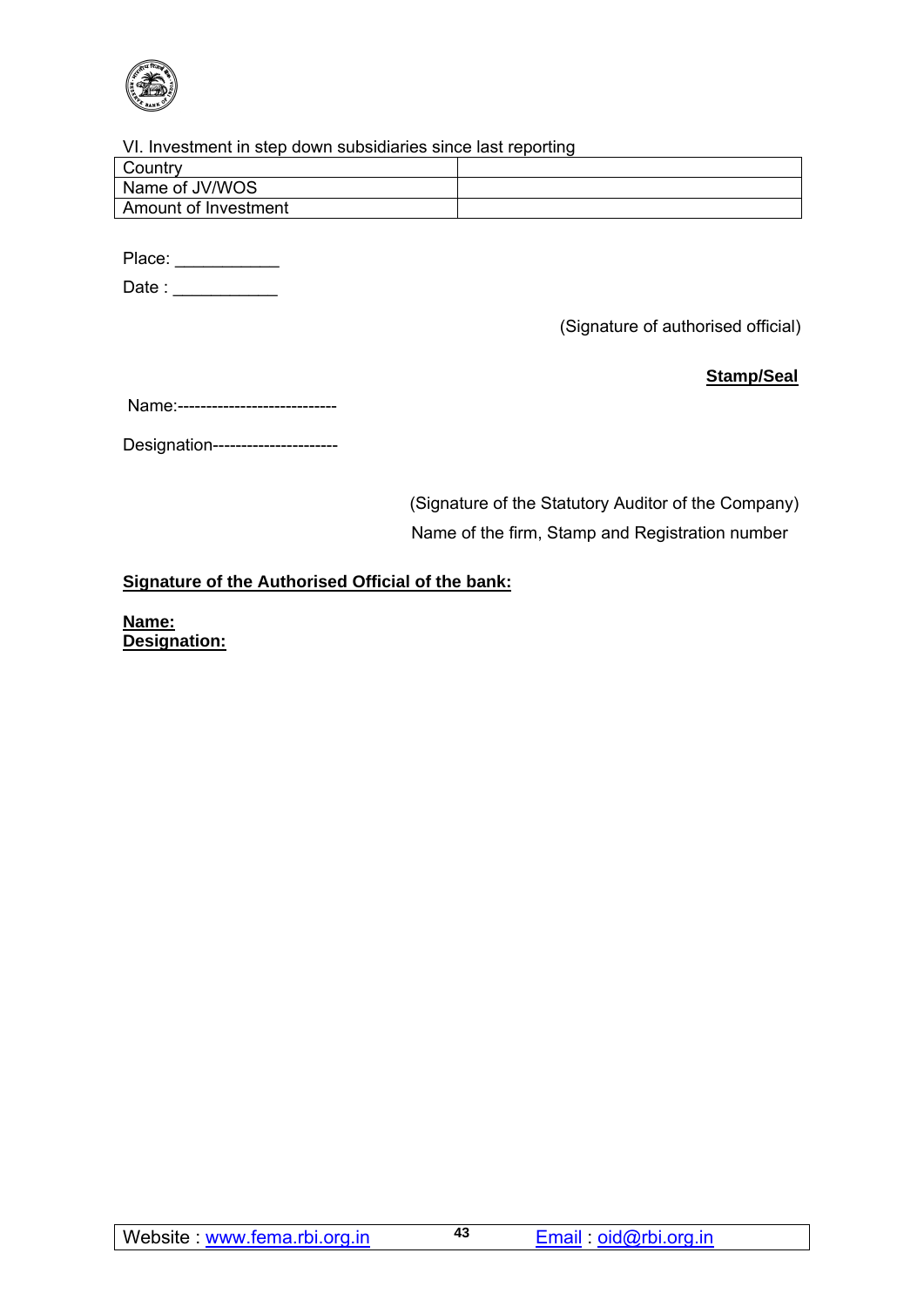VI. Investment in step down subsidiaries since last reporting

| Country | |
|---|---|
| Name of JV/WOS | |
| Amount of Investment | |

Place: ___________

Date : ___________

(Signature of authorised official)

**Stamp/Seal**

Name:----------------------------

Designation---------------------

(Signature of the Statutory Auditor of the Company)

Name of the firm, Stamp and Registration number

**Signature of the Authorised Official of the bank:**

**Name:**
**Designation:**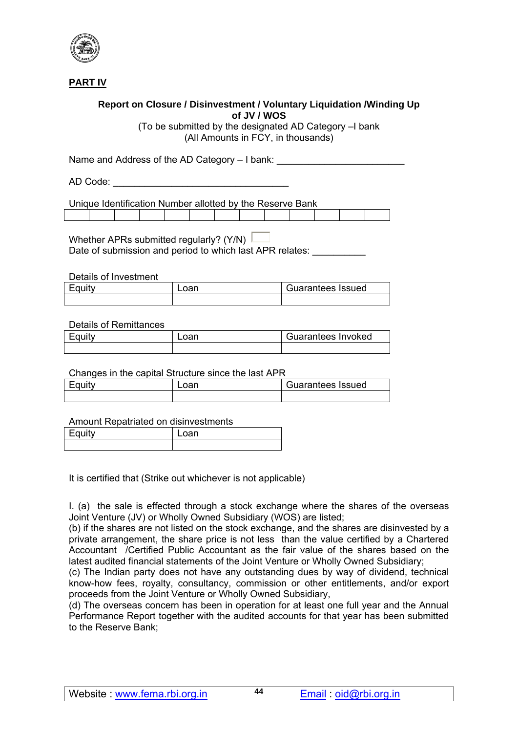**PART IV**

**Report on Closure / Disinvestment / Voluntary Liquidation /Winding Up of JV / WOS**

(To be submitted by the designated AD Category –I bank
(All Amounts in FCY, in thousands)

Name and Address of the AD Category – I bank: ________________________

AD Code: _________________________________

Unique Identification Number allotted by the Reserve Bank

| | | | | | | | | | | | | |
|---|---|---|---|---|---|---|---|---|---|---|---|---|
| | | | | | | | | | | | | |

Whether APRs submitted regularly? (Y/N) ☐

Date of submission and period to which last APR relates: __________

Details of Investment

| Equity | Loan | Guarantees Issued |
|---|---|---|
| | | |

Details of Remittances

| Equity | Loan | Guarantees Invoked |
|---|---|---|
| | | |

Changes in the capital Structure since the last APR

| Equity | Loan | Guarantees Issued |
|---|---|---|
| | | |

Amount Repatriated on disinvestments

| Equity | Loan |
|---|---|
| | |

It is certified that (Strike out whichever is not applicable)

I. (a) the sale is effected through a stock exchange where the shares of the overseas Joint Venture (JV) or Wholly Owned Subsidiary (WOS) are listed;
(b) if the shares are not listed on the stock exchange, and the shares are disinvested by a private arrangement, the share price is not less than the value certified by a Chartered Accountant /Certified Public Accountant as the fair value of the shares based on the latest audited financial statements of the Joint Venture or Wholly Owned Subsidiary;
(c) The Indian party does not have any outstanding dues by way of dividend, technical know-how fees, royalty, consultancy, commission or other entitlements, and/or export proceeds from the Joint Venture or Wholly Owned Subsidiary,
(d) The overseas concern has been in operation for at least one full year and the Annual Performance Report together with the audited accounts for that year has been submitted to the Reserve Bank;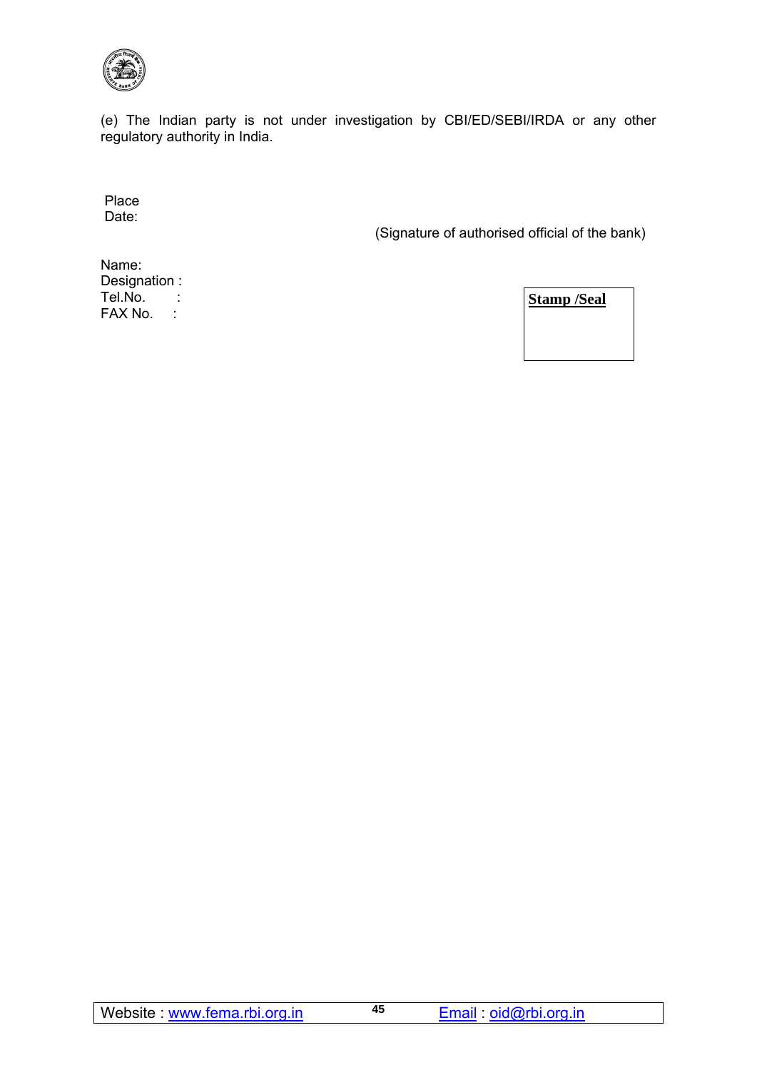(e) The Indian party is not under investigation by CBI/ED/SEBI/IRDA or any other regulatory authority in India.

Place
Date:

(Signature of authorised official of the bank)

Name:
Designation :
Tel.No. :
FAX No. :

**Stamp /Seal**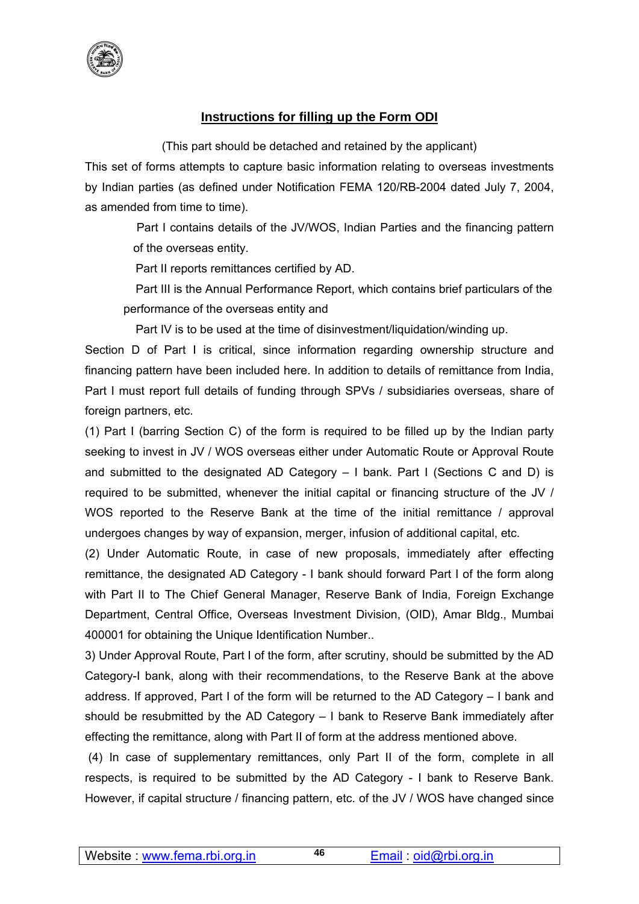## Instructions for filling up the Form ODI

(This part should be detached and retained by the applicant)

This set of forms attempts to capture basic information relating to overseas investments by Indian parties (as defined under Notification FEMA 120/RB-2004 dated July 7, 2004, as amended from time to time).

Part I contains details of the JV/WOS, Indian Parties and the financing pattern of the overseas entity.

Part II reports remittances certified by AD.

Part III is the Annual Performance Report, which contains brief particulars of the performance of the overseas entity and

Part IV is to be used at the time of disinvestment/liquidation/winding up.

Section D of Part I is critical, since information regarding ownership structure and financing pattern have been included here. In addition to details of remittance from India, Part I must report full details of funding through SPVs / subsidiaries overseas, share of foreign partners, etc.

(1) Part I (barring Section C) of the form is required to be filled up by the Indian party seeking to invest in JV / WOS overseas either under Automatic Route or Approval Route and submitted to the designated AD Category – I bank. Part I (Sections C and D) is required to be submitted, whenever the initial capital or financing structure of the JV / WOS reported to the Reserve Bank at the time of the initial remittance / approval undergoes changes by way of expansion, merger, infusion of additional capital, etc.

(2) Under Automatic Route, in case of new proposals, immediately after effecting remittance, the designated AD Category - I bank should forward Part I of the form along with Part II to The Chief General Manager, Reserve Bank of India, Foreign Exchange Department, Central Office, Overseas Investment Division, (OID), Amar Bldg., Mumbai 400001 for obtaining the Unique Identification Number..

3) Under Approval Route, Part I of the form, after scrutiny, should be submitted by the AD Category-I bank, along with their recommendations, to the Reserve Bank at the above address. If approved, Part I of the form will be returned to the AD Category – I bank and should be resubmitted by the AD Category – I bank to Reserve Bank immediately after effecting the remittance, along with Part II of form at the address mentioned above.

(4) In case of supplementary remittances, only Part II of the form, complete in all respects, is required to be submitted by the AD Category - I bank to Reserve Bank. However, if capital structure / financing pattern, etc. of the JV / WOS have changed since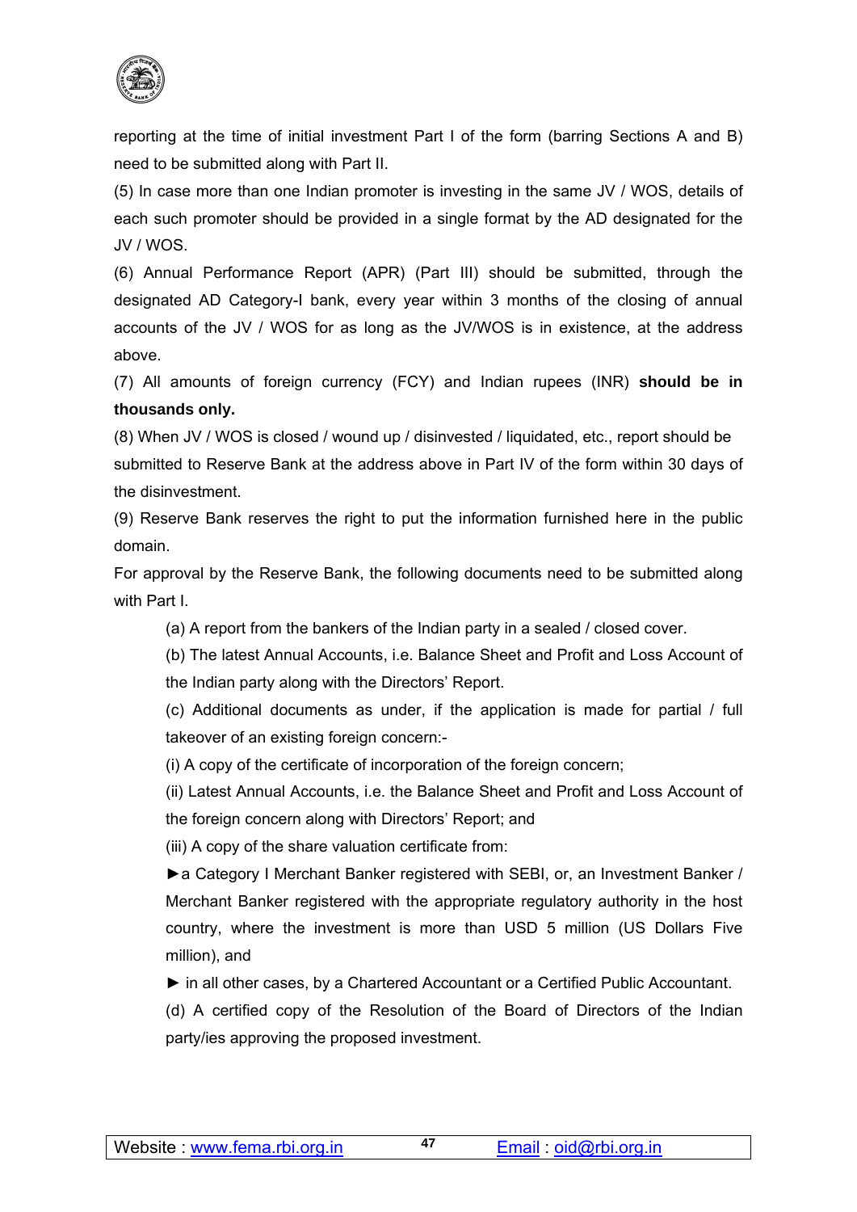reporting at the time of initial investment Part I of the form (barring Sections A and B) need to be submitted along with Part II.

(5) In case more than one Indian promoter is investing in the same JV / WOS, details of each such promoter should be provided in a single format by the AD designated for the JV / WOS.

(6) Annual Performance Report (APR) (Part III) should be submitted, through the designated AD Category-I bank, every year within 3 months of the closing of annual accounts of the JV / WOS for as long as the JV/WOS is in existence, at the address above.

(7) All amounts of foreign currency (FCY) and Indian rupees (INR) **should be in thousands only.**

(8) When JV / WOS is closed / wound up / disinvested / liquidated, etc., report should be submitted to Reserve Bank at the address above in Part IV of the form within 30 days of the disinvestment.

(9) Reserve Bank reserves the right to put the information furnished here in the public domain.

For approval by the Reserve Bank, the following documents need to be submitted along with Part I.

(a) A report from the bankers of the Indian party in a sealed / closed cover.

(b) The latest Annual Accounts, i.e. Balance Sheet and Profit and Loss Account of the Indian party along with the Directors' Report.

(c) Additional documents as under, if the application is made for partial / full takeover of an existing foreign concern:-

(i) A copy of the certificate of incorporation of the foreign concern;

(ii) Latest Annual Accounts, i.e. the Balance Sheet and Profit and Loss Account of the foreign concern along with Directors' Report; and

(iii) A copy of the share valuation certificate from:

► a Category I Merchant Banker registered with SEBI, or, an Investment Banker / Merchant Banker registered with the appropriate regulatory authority in the host country, where the investment is more than USD 5 million (US Dollars Five million), and

► in all other cases, by a Chartered Accountant or a Certified Public Accountant.

(d) A certified copy of the Resolution of the Board of Directors of the Indian party/ies approving the proposed investment.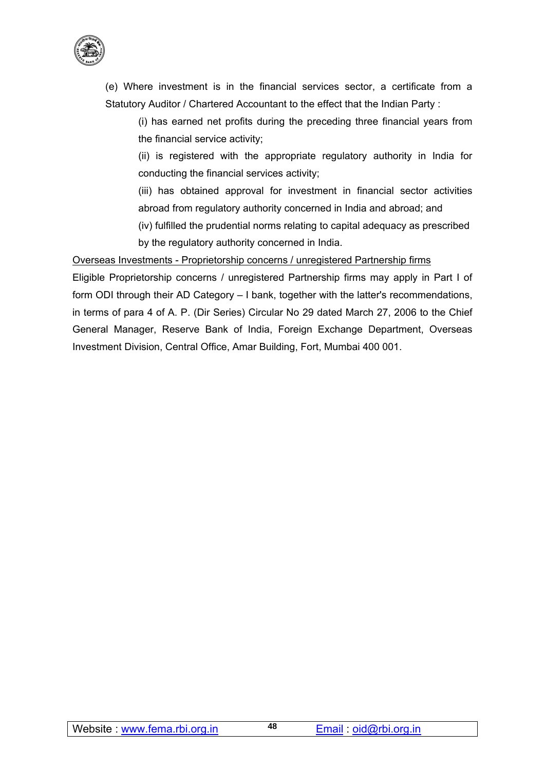(e) Where investment is in the financial services sector, a certificate from a Statutory Auditor / Chartered Accountant to the effect that the Indian Party :

(i) has earned net profits during the preceding three financial years from the financial service activity;

(ii) is registered with the appropriate regulatory authority in India for conducting the financial services activity;

(iii) has obtained approval for investment in financial sector activities abroad from regulatory authority concerned in India and abroad; and

(iv) fulfilled the prudential norms relating to capital adequacy as prescribed by the regulatory authority concerned in India.

<u>Overseas Investments - Proprietorship concerns / unregistered Partnership firms</u>

Eligible Proprietorship concerns / unregistered Partnership firms may apply in Part I of form ODI through their AD Category – I bank, together with the latter's recommendations, in terms of para 4 of A. P. (Dir Series) Circular No 29 dated March 27, 2006 to the Chief General Manager, Reserve Bank of India, Foreign Exchange Department, Overseas Investment Division, Central Office, Amar Building, Fort, Mumbai 400 001.